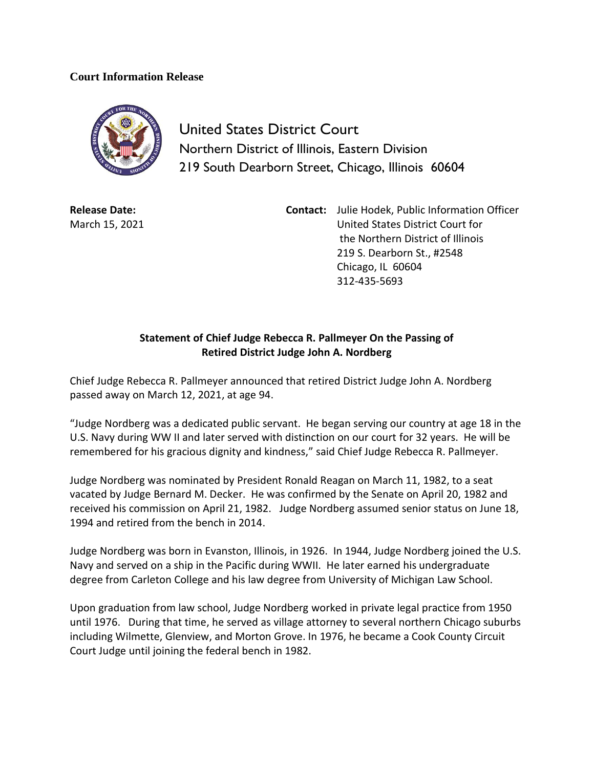**Court Information Release**

United States District Court
Northern District of Illinois, Eastern Division
219 South Dearborn Street, Chicago, Illinois 60604

**Release Date:**
March 15, 2021

**Contact:** Julie Hodek, Public Information Officer
United States District Court for
the Northern District of Illinois
219 S. Dearborn St., #2548
Chicago, IL 60604
312-435-5693

**Statement of Chief Judge Rebecca R. Pallmeyer On the Passing of Retired District Judge John A. Nordberg**

Chief Judge Rebecca R. Pallmeyer announced that retired District Judge John A. Nordberg passed away on March 12, 2021, at age 94.

"Judge Nordberg was a dedicated public servant. He began serving our country at age 18 in the U.S. Navy during WW II and later served with distinction on our court for 32 years. He will be remembered for his gracious dignity and kindness," said Chief Judge Rebecca R. Pallmeyer.

Judge Nordberg was nominated by President Ronald Reagan on March 11, 1982, to a seat vacated by Judge Bernard M. Decker. He was confirmed by the Senate on April 20, 1982 and received his commission on April 21, 1982. Judge Nordberg assumed senior status on June 18, 1994 and retired from the bench in 2014.

Judge Nordberg was born in Evanston, Illinois, in 1926. In 1944, Judge Nordberg joined the U.S. Navy and served on a ship in the Pacific during WWII. He later earned his undergraduate degree from Carleton College and his law degree from University of Michigan Law School.

Upon graduation from law school, Judge Nordberg worked in private legal practice from 1950 until 1976. During that time, he served as village attorney to several northern Chicago suburbs including Wilmette, Glenview, and Morton Grove. In 1976, he became a Cook County Circuit Court Judge until joining the federal bench in 1982.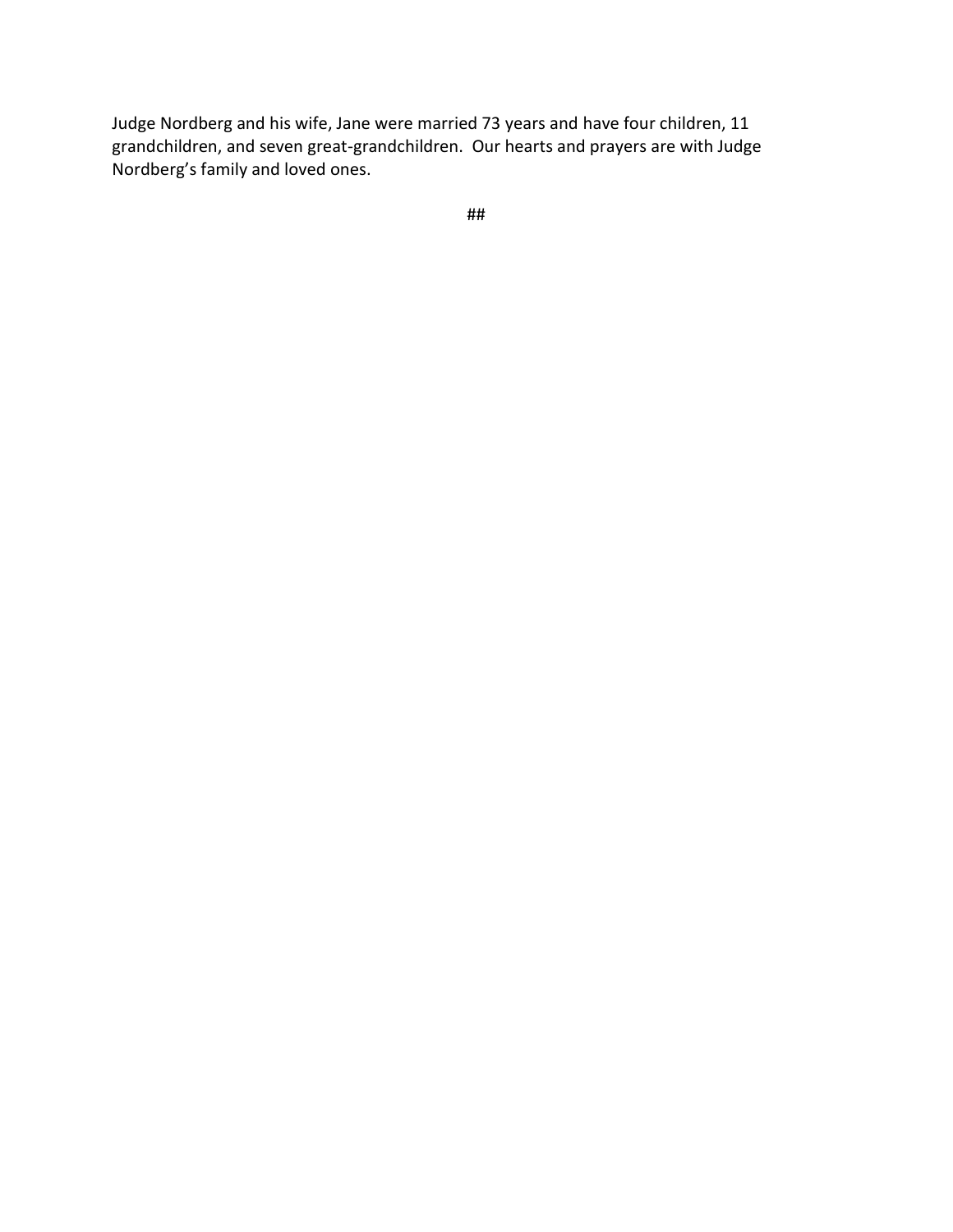Judge Nordberg and his wife, Jane were married 73 years and have four children, 11 grandchildren, and seven great-grandchildren.  Our hearts and prayers are with Judge Nordberg's family and loved ones.

##